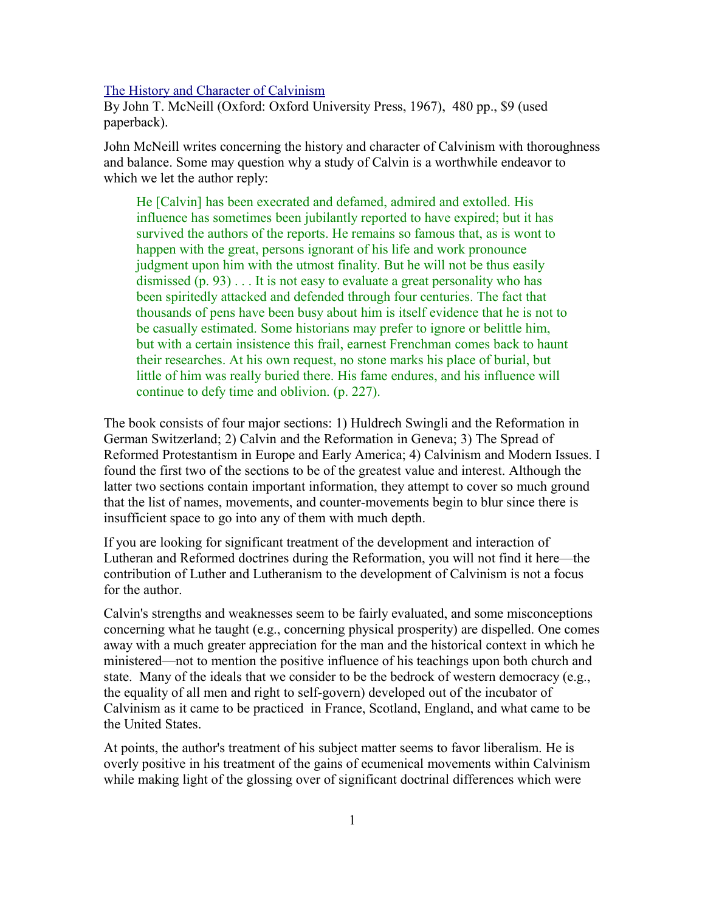[The History and Character of Calvinism]

By John T. McNeill (Oxford: Oxford University Press, 1967), 480 pp., $9 (used paperback).

John McNeill writes concerning the history and character of Calvinism with thoroughness and balance. Some may question why a study of Calvin is a worthwhile endeavor to which we let the author reply:

> He [Calvin] has been execrated and defamed, admired and extolled. His influence has sometimes been jubilantly reported to have expired; but it has survived the authors of the reports. He remains so famous that, as is wont to happen with the great, persons ignorant of his life and work pronounce judgment upon him with the utmost finality. But he will not be thus easily dismissed (p. 93) . . . It is not easy to evaluate a great personality who has been spiritedly attacked and defended through four centuries. The fact that thousands of pens have been busy about him is itself evidence that he is not to be casually estimated. Some historians may prefer to ignore or belittle him, but with a certain insistence this frail, earnest Frenchman comes back to haunt their researches. At his own request, no stone marks his place of burial, but little of him was really buried there. His fame endures, and his influence will continue to defy time and oblivion. (p. 227).

The book consists of four major sections: 1) Huldrech Swingli and the Reformation in German Switzerland; 2) Calvin and the Reformation in Geneva; 3) The Spread of Reformed Protestantism in Europe and Early America; 4) Calvinism and Modern Issues. I found the first two of the sections to be of the greatest value and interest. Although the latter two sections contain important information, they attempt to cover so much ground that the list of names, movements, and counter-movements begin to blur since there is insufficient space to go into any of them with much depth.

If you are looking for significant treatment of the development and interaction of Lutheran and Reformed doctrines during the Reformation, you will not find it here—the contribution of Luther and Lutheranism to the development of Calvinism is not a focus for the author.

Calvin's strengths and weaknesses seem to be fairly evaluated, and some misconceptions concerning what he taught (e.g., concerning physical prosperity) are dispelled. One comes away with a much greater appreciation for the man and the historical context in which he ministered—not to mention the positive influence of his teachings upon both church and state. Many of the ideals that we consider to be the bedrock of western democracy (e.g., the equality of all men and right to self-govern) developed out of the incubator of Calvinism as it came to be practiced in France, Scotland, England, and what came to be the United States.

At points, the author's treatment of his subject matter seems to favor liberalism. He is overly positive in his treatment of the gains of ecumenical movements within Calvinism while making light of the glossing over of significant doctrinal differences which were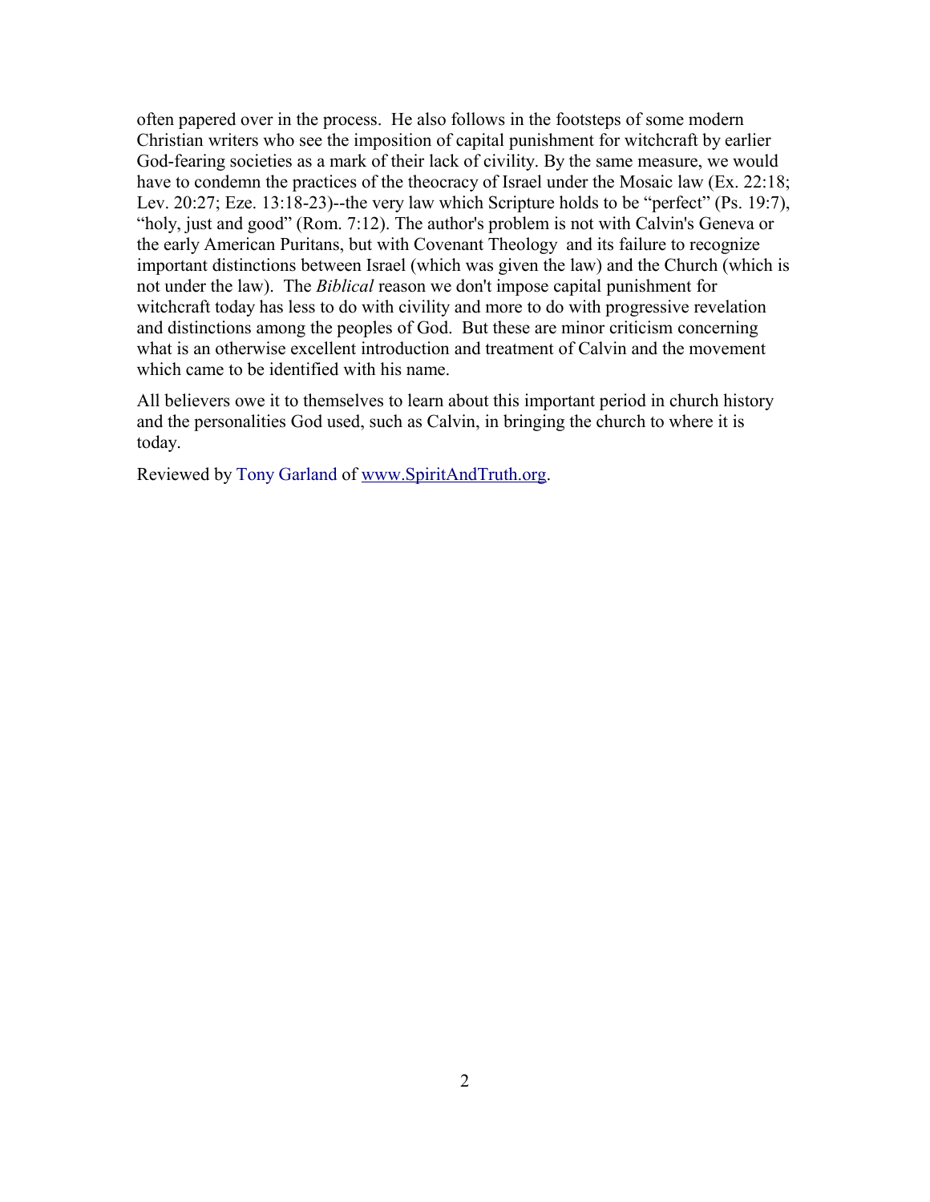often papered over in the process. He also follows in the footsteps of some modern Christian writers who see the imposition of capital punishment for witchcraft by earlier God-fearing societies as a mark of their lack of civility. By the same measure, we would have to condemn the practices of the theocracy of Israel under the Mosaic law (Ex. 22:18; Lev. 20:27; Eze. 13:18-23)--the very law which Scripture holds to be "perfect" (Ps. 19:7), "holy, just and good" (Rom. 7:12). The author's problem is not with Calvin's Geneva or the early American Puritans, but with Covenant Theology and its failure to recognize important distinctions between Israel (which was given the law) and the Church (which is not under the law). The *Biblical* reason we don't impose capital punishment for witchcraft today has less to do with civility and more to do with progressive revelation and distinctions among the peoples of God. But these are minor criticism concerning what is an otherwise excellent introduction and treatment of Calvin and the movement which came to be identified with his name.

All believers owe it to themselves to learn about this important period in church history and the personalities God used, such as Calvin, in bringing the church to where it is today.

Reviewed by Tony Garland of [www.SpiritAndTruth.org](http://www.SpiritAndTruth.org).